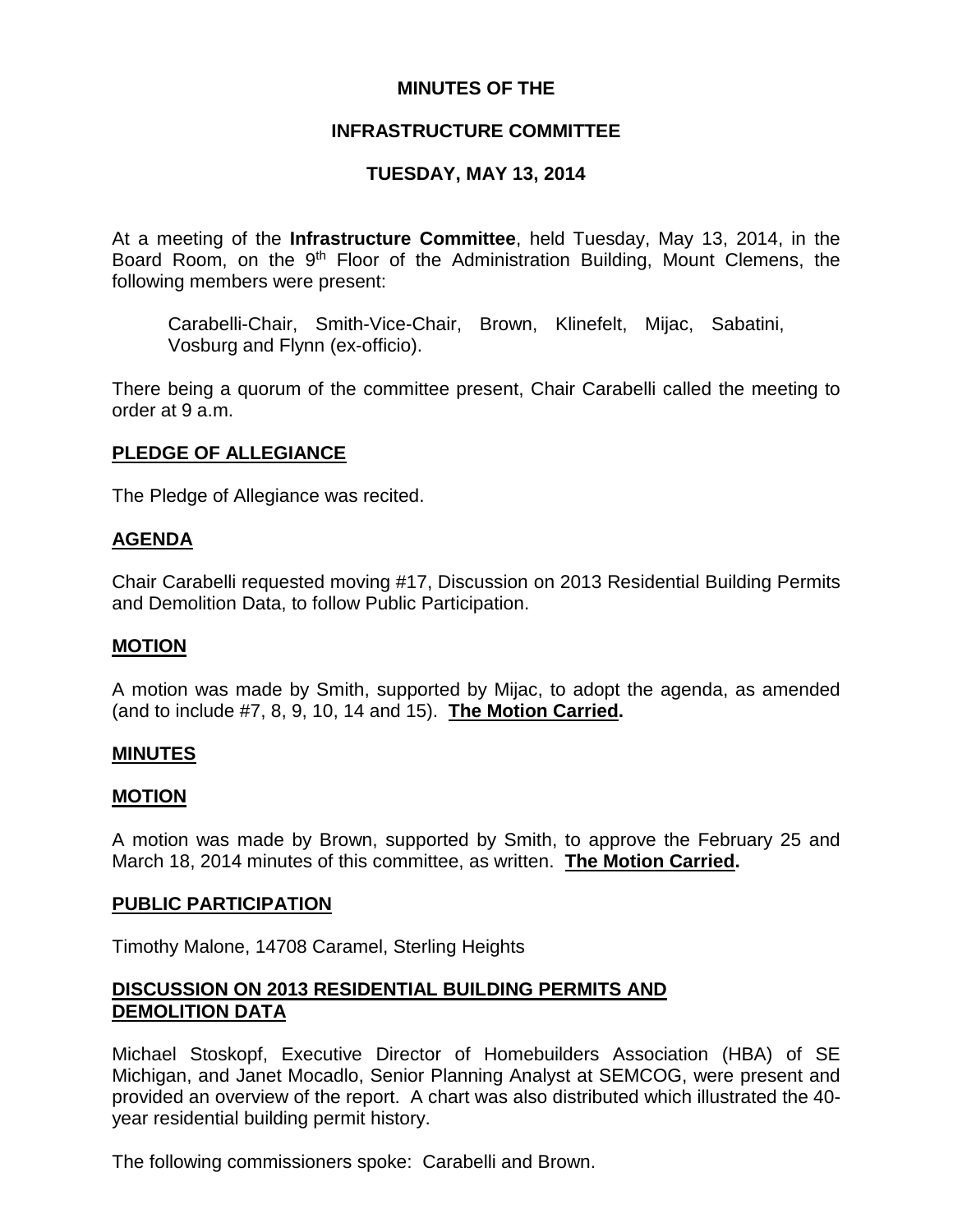**MINUTES OF THE**

**INFRASTRUCTURE COMMITTEE**

**TUESDAY, MAY 13, 2014**

At a meeting of the **Infrastructure Committee**, held Tuesday, May 13, 2014, in the Board Room, on the 9th Floor of the Administration Building, Mount Clemens, the following members were present:

Carabelli-Chair, Smith-Vice-Chair, Brown, Klinefelt, Mijac, Sabatini, Vosburg and Flynn (ex-officio).

There being a quorum of the committee present, Chair Carabelli called the meeting to order at 9 a.m.

## PLEDGE OF ALLEGIANCE

The Pledge of Allegiance was recited.

## AGENDA

Chair Carabelli requested moving #17, Discussion on 2013 Residential Building Permits and Demolition Data, to follow Public Participation.

## MOTION

A motion was made by Smith, supported by Mijac, to adopt the agenda, as amended (and to include #7, 8, 9, 10, 14 and 15). **The Motion Carried.**

## MINUTES

## MOTION

A motion was made by Brown, supported by Smith, to approve the February 25 and March 18, 2014 minutes of this committee, as written. **The Motion Carried.**

## PUBLIC PARTICIPATION

Timothy Malone, 14708 Caramel, Sterling Heights

## DISCUSSION ON 2013 RESIDENTIAL BUILDING PERMITS AND DEMOLITION DATA

Michael Stoskopf, Executive Director of Homebuilders Association (HBA) of SE Michigan, and Janet Mocadlo, Senior Planning Analyst at SEMCOG, were present and provided an overview of the report. A chart was also distributed which illustrated the 40-year residential building permit history.

The following commissioners spoke: Carabelli and Brown.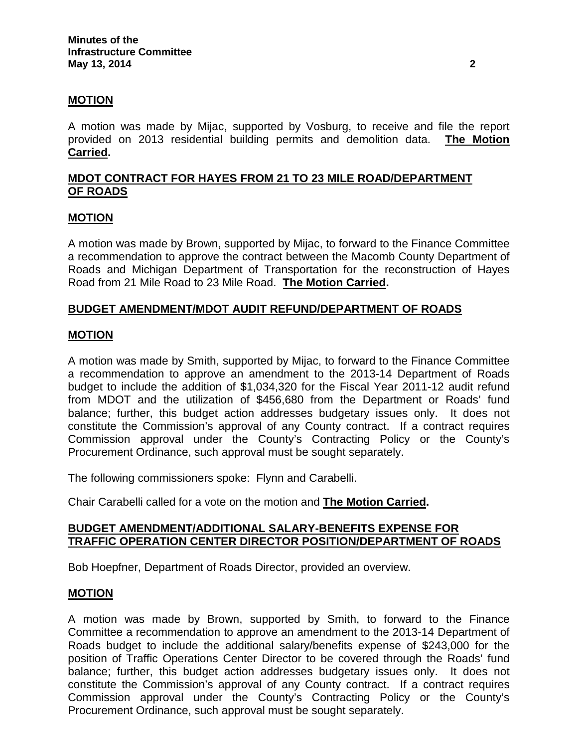**MOTION**

A motion was made by Mijac, supported by Vosburg, to receive and file the report provided on 2013 residential building permits and demolition data. **The Motion Carried.**

**MDOT CONTRACT FOR HAYES FROM 21 TO 23 MILE ROAD/DEPARTMENT OF ROADS**

**MOTION**

A motion was made by Brown, supported by Mijac, to forward to the Finance Committee a recommendation to approve the contract between the Macomb County Department of Roads and Michigan Department of Transportation for the reconstruction of Hayes Road from 21 Mile Road to 23 Mile Road. **The Motion Carried.**

**BUDGET AMENDMENT/MDOT AUDIT REFUND/DEPARTMENT OF ROADS**

**MOTION**

A motion was made by Smith, supported by Mijac, to forward to the Finance Committee a recommendation to approve an amendment to the 2013-14 Department of Roads budget to include the addition of $1,034,320 for the Fiscal Year 2011-12 audit refund from MDOT and the utilization of $456,680 from the Department or Roads' fund balance; further, this budget action addresses budgetary issues only. It does not constitute the Commission's approval of any County contract. If a contract requires Commission approval under the County's Contracting Policy or the County's Procurement Ordinance, such approval must be sought separately.

The following commissioners spoke: Flynn and Carabelli.

Chair Carabelli called for a vote on the motion and **The Motion Carried.**

**BUDGET AMENDMENT/ADDITIONAL SALARY-BENEFITS EXPENSE FOR TRAFFIC OPERATION CENTER DIRECTOR POSITION/DEPARTMENT OF ROADS**

Bob Hoepfner, Department of Roads Director, provided an overview.

**MOTION**

A motion was made by Brown, supported by Smith, to forward to the Finance Committee a recommendation to approve an amendment to the 2013-14 Department of Roads budget to include the additional salary/benefits expense of $243,000 for the position of Traffic Operations Center Director to be covered through the Roads' fund balance; further, this budget action addresses budgetary issues only. It does not constitute the Commission's approval of any County contract. If a contract requires Commission approval under the County's Contracting Policy or the County's Procurement Ordinance, such approval must be sought separately.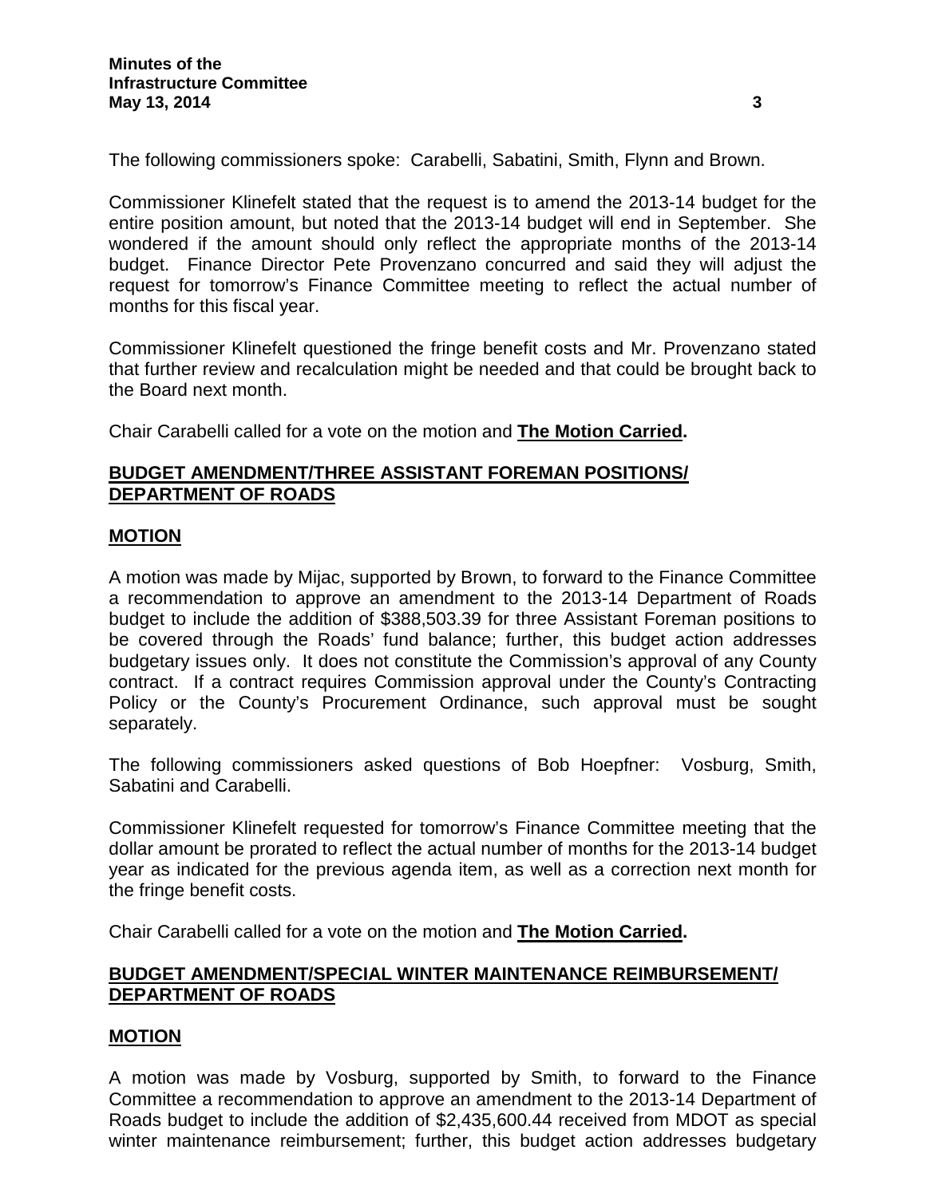The following commissioners spoke: Carabelli, Sabatini, Smith, Flynn and Brown.

Commissioner Klinefelt stated that the request is to amend the 2013-14 budget for the entire position amount, but noted that the 2013-14 budget will end in September. She wondered if the amount should only reflect the appropriate months of the 2013-14 budget. Finance Director Pete Provenzano concurred and said they will adjust the request for tomorrow's Finance Committee meeting to reflect the actual number of months for this fiscal year.

Commissioner Klinefelt questioned the fringe benefit costs and Mr. Provenzano stated that further review and recalculation might be needed and that could be brought back to the Board next month.

Chair Carabelli called for a vote on the motion and **The Motion Carried.**

## BUDGET AMENDMENT/THREE ASSISTANT FOREMAN POSITIONS/ DEPARTMENT OF ROADS

### MOTION

A motion was made by Mijac, supported by Brown, to forward to the Finance Committee a recommendation to approve an amendment to the 2013-14 Department of Roads budget to include the addition of $388,503.39 for three Assistant Foreman positions to be covered through the Roads' fund balance; further, this budget action addresses budgetary issues only. It does not constitute the Commission's approval of any County contract. If a contract requires Commission approval under the County's Contracting Policy or the County's Procurement Ordinance, such approval must be sought separately.

The following commissioners asked questions of Bob Hoepfner: Vosburg, Smith, Sabatini and Carabelli.

Commissioner Klinefelt requested for tomorrow's Finance Committee meeting that the dollar amount be prorated to reflect the actual number of months for the 2013-14 budget year as indicated for the previous agenda item, as well as a correction next month for the fringe benefit costs.

Chair Carabelli called for a vote on the motion and **The Motion Carried.**

## BUDGET AMENDMENT/SPECIAL WINTER MAINTENANCE REIMBURSEMENT/ DEPARTMENT OF ROADS

### MOTION

A motion was made by Vosburg, supported by Smith, to forward to the Finance Committee a recommendation to approve an amendment to the 2013-14 Department of Roads budget to include the addition of $2,435,600.44 received from MDOT as special winter maintenance reimbursement; further, this budget action addresses budgetary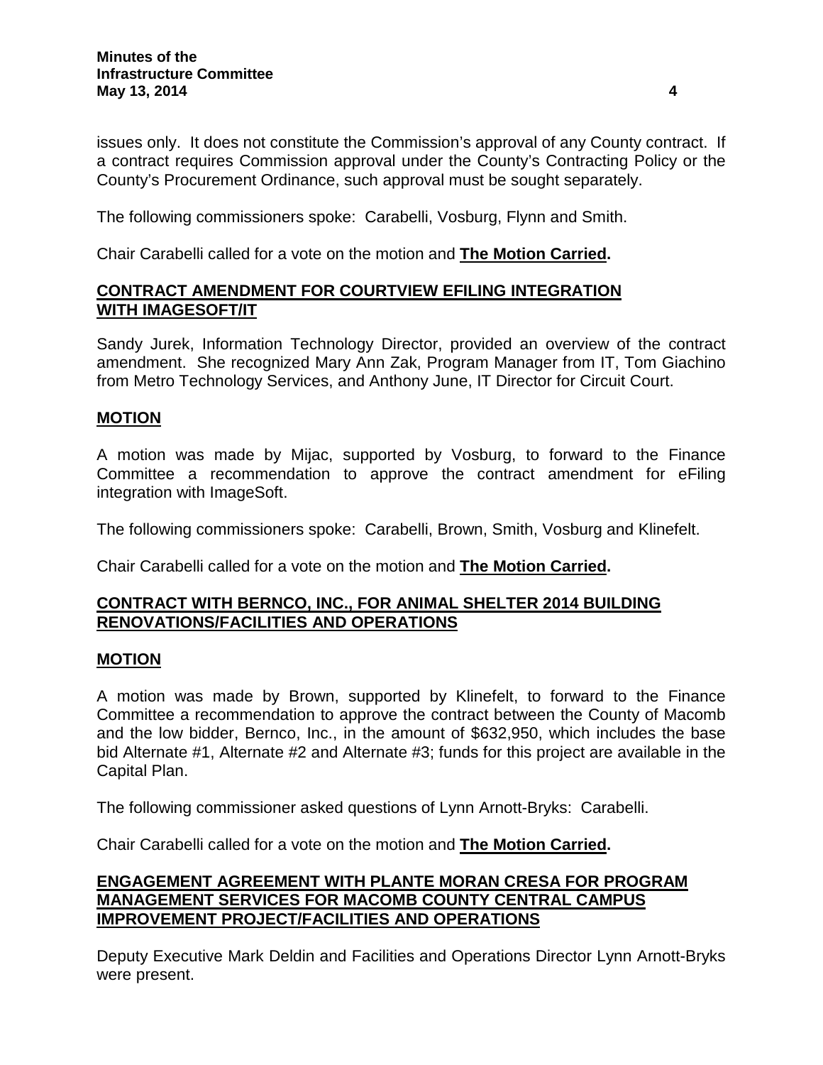issues only. It does not constitute the Commission's approval of any County contract. If a contract requires Commission approval under the County's Contracting Policy or the County's Procurement Ordinance, such approval must be sought separately.

The following commissioners spoke: Carabelli, Vosburg, Flynn and Smith.

Chair Carabelli called for a vote on the motion and **The Motion Carried.**

## CONTRACT AMENDMENT FOR COURTVIEW EFILING INTEGRATION WITH IMAGESOFT/IT

Sandy Jurek, Information Technology Director, provided an overview of the contract amendment. She recognized Mary Ann Zak, Program Manager from IT, Tom Giachino from Metro Technology Services, and Anthony June, IT Director for Circuit Court.

### MOTION

A motion was made by Mijac, supported by Vosburg, to forward to the Finance Committee a recommendation to approve the contract amendment for eFiling integration with ImageSoft.

The following commissioners spoke: Carabelli, Brown, Smith, Vosburg and Klinefelt.

Chair Carabelli called for a vote on the motion and **The Motion Carried.**

## CONTRACT WITH BERNCO, INC., FOR ANIMAL SHELTER 2014 BUILDING RENOVATIONS/FACILITIES AND OPERATIONS

### MOTION

A motion was made by Brown, supported by Klinefelt, to forward to the Finance Committee a recommendation to approve the contract between the County of Macomb and the low bidder, Bernco, Inc., in the amount of $632,950, which includes the base bid Alternate #1, Alternate #2 and Alternate #3; funds for this project are available in the Capital Plan.

The following commissioner asked questions of Lynn Arnott-Bryks: Carabelli.

Chair Carabelli called for a vote on the motion and **The Motion Carried.**

## ENGAGEMENT AGREEMENT WITH PLANTE MORAN CRESA FOR PROGRAM MANAGEMENT SERVICES FOR MACOMB COUNTY CENTRAL CAMPUS IMPROVEMENT PROJECT/FACILITIES AND OPERATIONS

Deputy Executive Mark Deldin and Facilities and Operations Director Lynn Arnott-Bryks were present.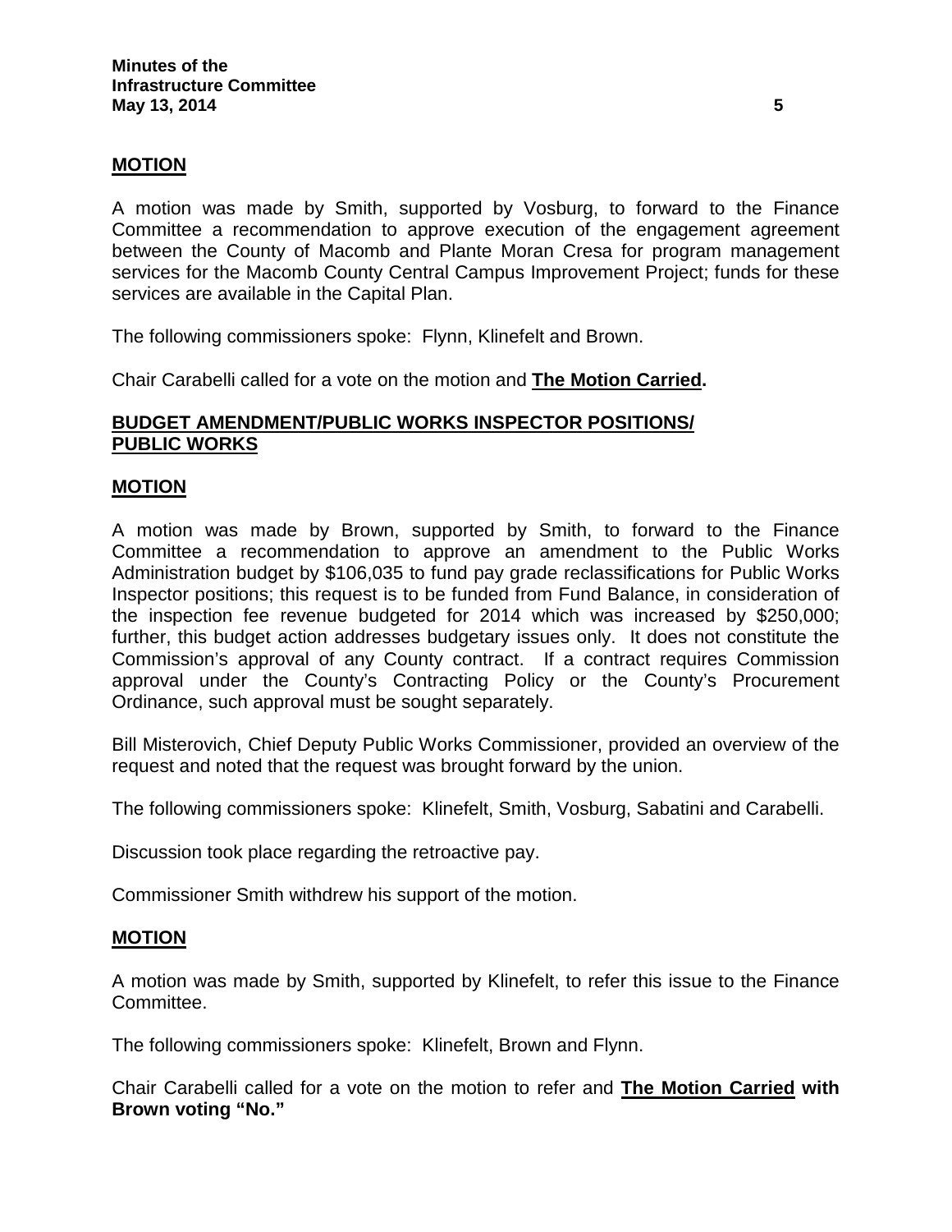**MOTION**

A motion was made by Smith, supported by Vosburg, to forward to the Finance Committee a recommendation to approve execution of the engagement agreement between the County of Macomb and Plante Moran Cresa for program management services for the Macomb County Central Campus Improvement Project; funds for these services are available in the Capital Plan.

The following commissioners spoke: Flynn, Klinefelt and Brown.

Chair Carabelli called for a vote on the motion and **The Motion Carried.**

## BUDGET AMENDMENT/PUBLIC WORKS INSPECTOR POSITIONS/ PUBLIC WORKS

**MOTION**

A motion was made by Brown, supported by Smith, to forward to the Finance Committee a recommendation to approve an amendment to the Public Works Administration budget by $106,035 to fund pay grade reclassifications for Public Works Inspector positions; this request is to be funded from Fund Balance, in consideration of the inspection fee revenue budgeted for 2014 which was increased by $250,000; further, this budget action addresses budgetary issues only. It does not constitute the Commission's approval of any County contract. If a contract requires Commission approval under the County's Contracting Policy or the County's Procurement Ordinance, such approval must be sought separately.

Bill Misterovich, Chief Deputy Public Works Commissioner, provided an overview of the request and noted that the request was brought forward by the union.

The following commissioners spoke: Klinefelt, Smith, Vosburg, Sabatini and Carabelli.

Discussion took place regarding the retroactive pay.

Commissioner Smith withdrew his support of the motion.

**MOTION**

A motion was made by Smith, supported by Klinefelt, to refer this issue to the Finance Committee.

The following commissioners spoke: Klinefelt, Brown and Flynn.

Chair Carabelli called for a vote on the motion to refer and **The Motion Carried with Brown voting "No."**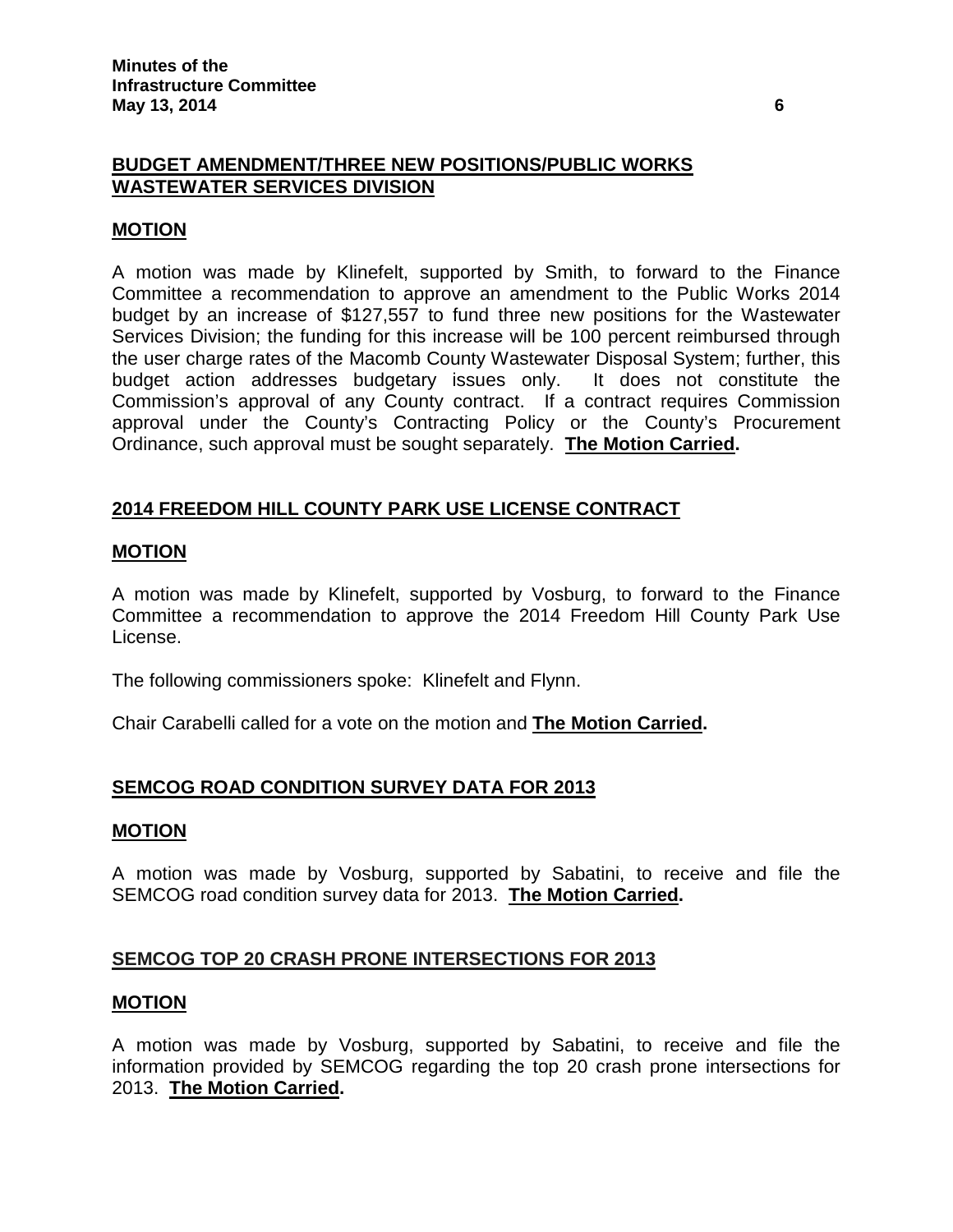## BUDGET AMENDMENT/THREE NEW POSITIONS/PUBLIC WORKS WASTEWATER SERVICES DIVISION

### MOTION

A motion was made by Klinefelt, supported by Smith, to forward to the Finance Committee a recommendation to approve an amendment to the Public Works 2014 budget by an increase of $127,557 to fund three new positions for the Wastewater Services Division; the funding for this increase will be 100 percent reimbursed through the user charge rates of the Macomb County Wastewater Disposal System; further, this budget action addresses budgetary issues only. It does not constitute the Commission's approval of any County contract. If a contract requires Commission approval under the County's Contracting Policy or the County's Procurement Ordinance, such approval must be sought separately. **The Motion Carried.**

## 2014 FREEDOM HILL COUNTY PARK USE LICENSE CONTRACT

### MOTION

A motion was made by Klinefelt, supported by Vosburg, to forward to the Finance Committee a recommendation to approve the 2014 Freedom Hill County Park Use License.

The following commissioners spoke: Klinefelt and Flynn.

Chair Carabelli called for a vote on the motion and **The Motion Carried.**

## SEMCOG ROAD CONDITION SURVEY DATA FOR 2013

### MOTION

A motion was made by Vosburg, supported by Sabatini, to receive and file the SEMCOG road condition survey data for 2013. **The Motion Carried.**

## SEMCOG TOP 20 CRASH PRONE INTERSECTIONS FOR 2013

### MOTION

A motion was made by Vosburg, supported by Sabatini, to receive and file the information provided by SEMCOG regarding the top 20 crash prone intersections for 2013. **The Motion Carried.**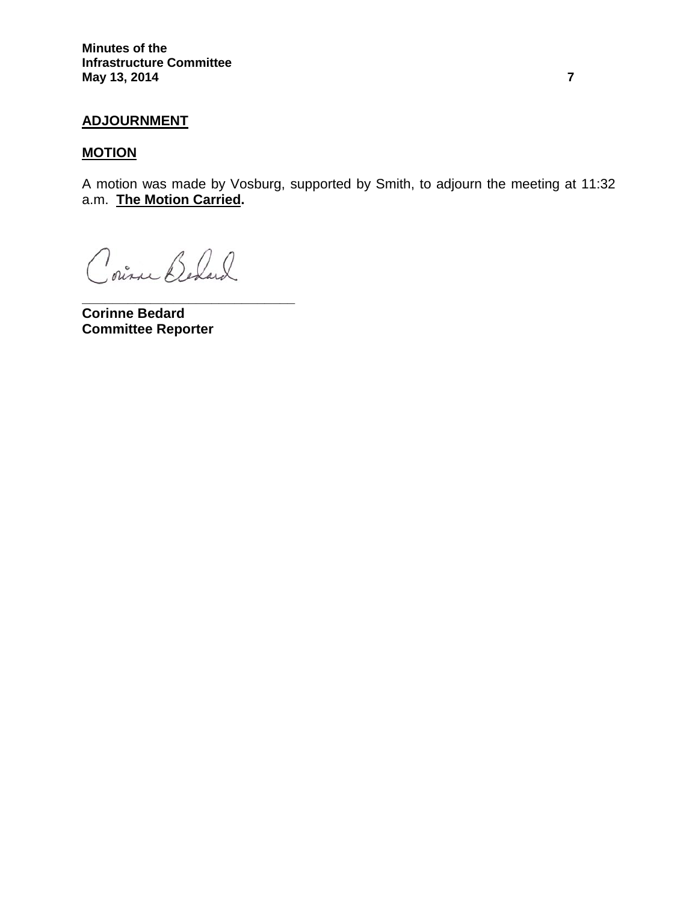## ADJOURNMENT

### MOTION

A motion was made by Vosburg, supported by Smith, to adjourn the meeting at 11:32 a.m. **The Motion Carried.**

\_\_\_\_\_\_\_\_\_\_\_\_\_\_\_\_\_\_\_\_\_\_\_\_\_\_\_\_\_\_

**Corinne Bedard**
**Committee Reporter**